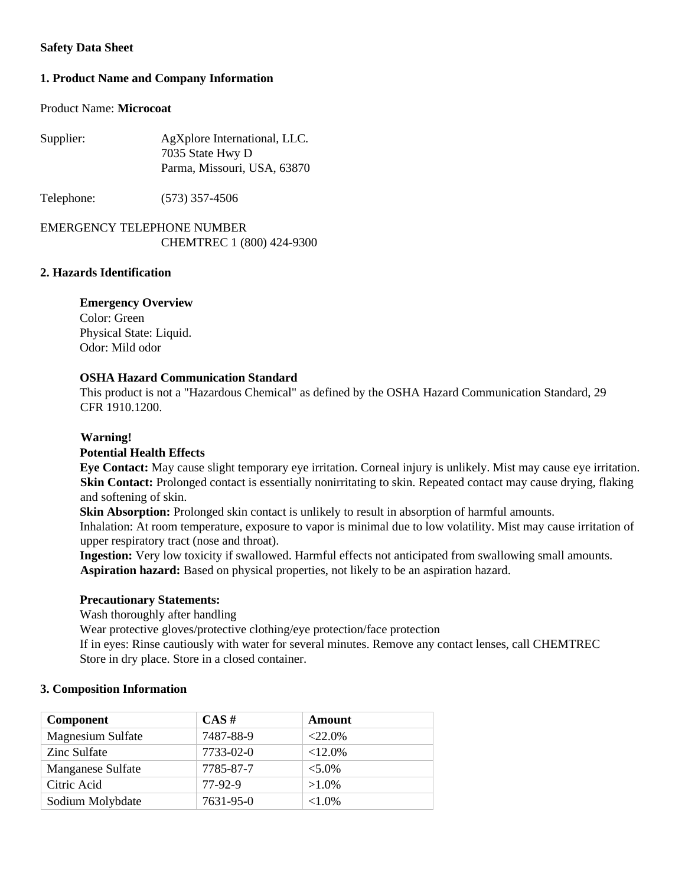**Safety Data Sheet**

## 1. Product Name and Company Information

Product Name: **Microcoat**

Supplier: AgXplore International, LLC.
7035 State Hwy D
Parma, Missouri, USA, 63870

Telephone: (573) 357-4506

EMERGENCY TELEPHONE NUMBER
CHEMTREC 1 (800) 424-9300

## 2. Hazards Identification

**Emergency Overview**
Color: Green
Physical State: Liquid.
Odor: Mild odor

**OSHA Hazard Communication Standard**
This product is not a "Hazardous Chemical" as defined by the OSHA Hazard Communication Standard, 29 CFR 1910.1200.

**Warning!**
**Potential Health Effects**
**Eye Contact:** May cause slight temporary eye irritation. Corneal injury is unlikely. Mist may cause eye irritation.
**Skin Contact:** Prolonged contact is essentially nonirritating to skin. Repeated contact may cause drying, flaking and softening of skin.
**Skin Absorption:** Prolonged skin contact is unlikely to result in absorption of harmful amounts.
Inhalation: At room temperature, exposure to vapor is minimal due to low volatility. Mist may cause irritation of upper respiratory tract (nose and throat).
**Ingestion:** Very low toxicity if swallowed. Harmful effects not anticipated from swallowing small amounts.
**Aspiration hazard:** Based on physical properties, not likely to be an aspiration hazard.

**Precautionary Statements:**
Wash thoroughly after handling
Wear protective gloves/protective clothing/eye protection/face protection
If in eyes: Rinse cautiously with water for several minutes. Remove any contact lenses, call CHEMTREC
Store in dry place. Store in a closed container.

## 3. Composition Information

| Component | CAS # | Amount |
|---|---|---|
| Magnesium Sulfate | 7487-88-9 | <22.0% |
| Zinc Sulfate | 7733-02-0 | <12.0% |
| Manganese Sulfate | 7785-87-7 | <5.0% |
| Citric Acid | 77-92-9 | >1.0% |
| Sodium Molybdate | 7631-95-0 | <1.0% |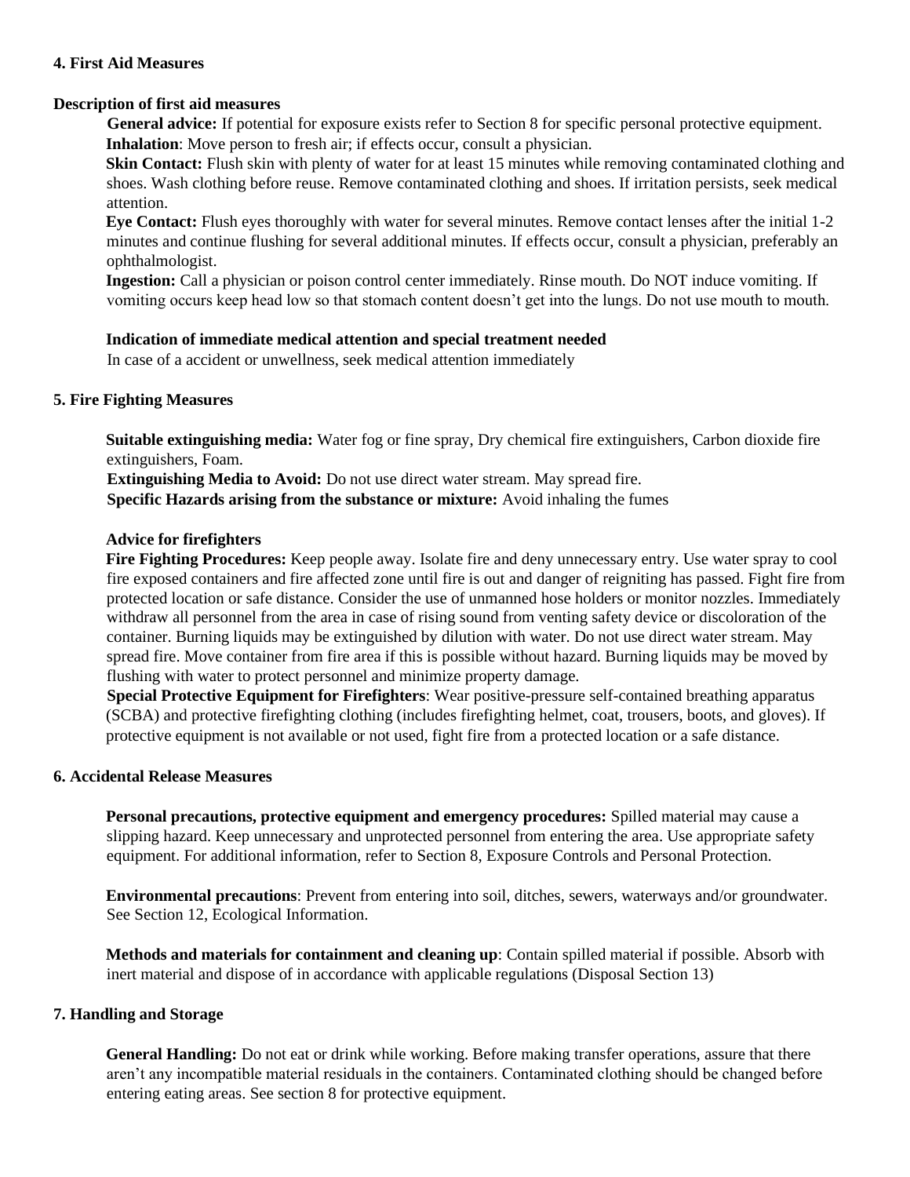## 4. First Aid Measures

### Description of first aid measures

**General advice:** If potential for exposure exists refer to Section 8 for specific personal protective equipment.
**Inhalation**: Move person to fresh air; if effects occur, consult a physician.
**Skin Contact:** Flush skin with plenty of water for at least 15 minutes while removing contaminated clothing and shoes. Wash clothing before reuse. Remove contaminated clothing and shoes. If irritation persists, seek medical attention.
**Eye Contact:** Flush eyes thoroughly with water for several minutes. Remove contact lenses after the initial 1-2 minutes and continue flushing for several additional minutes. If effects occur, consult a physician, preferably an ophthalmologist.
**Ingestion:** Call a physician or poison control center immediately. Rinse mouth. Do NOT induce vomiting. If vomiting occurs keep head low so that stomach content doesn't get into the lungs. Do not use mouth to mouth.

**Indication of immediate medical attention and special treatment needed**
In case of a accident or unwellness, seek medical attention immediately

## 5. Fire Fighting Measures

**Suitable extinguishing media:** Water fog or fine spray, Dry chemical fire extinguishers, Carbon dioxide fire extinguishers, Foam.
**Extinguishing Media to Avoid:** Do not use direct water stream. May spread fire.
**Specific Hazards arising from the substance or mixture:** Avoid inhaling the fumes

**Advice for firefighters**
**Fire Fighting Procedures:** Keep people away. Isolate fire and deny unnecessary entry. Use water spray to cool fire exposed containers and fire affected zone until fire is out and danger of reigniting has passed. Fight fire from protected location or safe distance. Consider the use of unmanned hose holders or monitor nozzles. Immediately withdraw all personnel from the area in case of rising sound from venting safety device or discoloration of the container. Burning liquids may be extinguished by dilution with water. Do not use direct water stream. May spread fire. Move container from fire area if this is possible without hazard. Burning liquids may be moved by flushing with water to protect personnel and minimize property damage.
**Special Protective Equipment for Firefighters**: Wear positive-pressure self-contained breathing apparatus (SCBA) and protective firefighting clothing (includes firefighting helmet, coat, trousers, boots, and gloves). If protective equipment is not available or not used, fight fire from a protected location or a safe distance.

## 6. Accidental Release Measures

**Personal precautions, protective equipment and emergency procedures:** Spilled material may cause a slipping hazard. Keep unnecessary and unprotected personnel from entering the area. Use appropriate safety equipment. For additional information, refer to Section 8, Exposure Controls and Personal Protection.

**Environmental precautions**: Prevent from entering into soil, ditches, sewers, waterways and/or groundwater. See Section 12, Ecological Information.

**Methods and materials for containment and cleaning up**: Contain spilled material if possible. Absorb with inert material and dispose of in accordance with applicable regulations (Disposal Section 13)

## 7. Handling and Storage

**General Handling:** Do not eat or drink while working. Before making transfer operations, assure that there aren't any incompatible material residuals in the containers. Contaminated clothing should be changed before entering eating areas. See section 8 for protective equipment.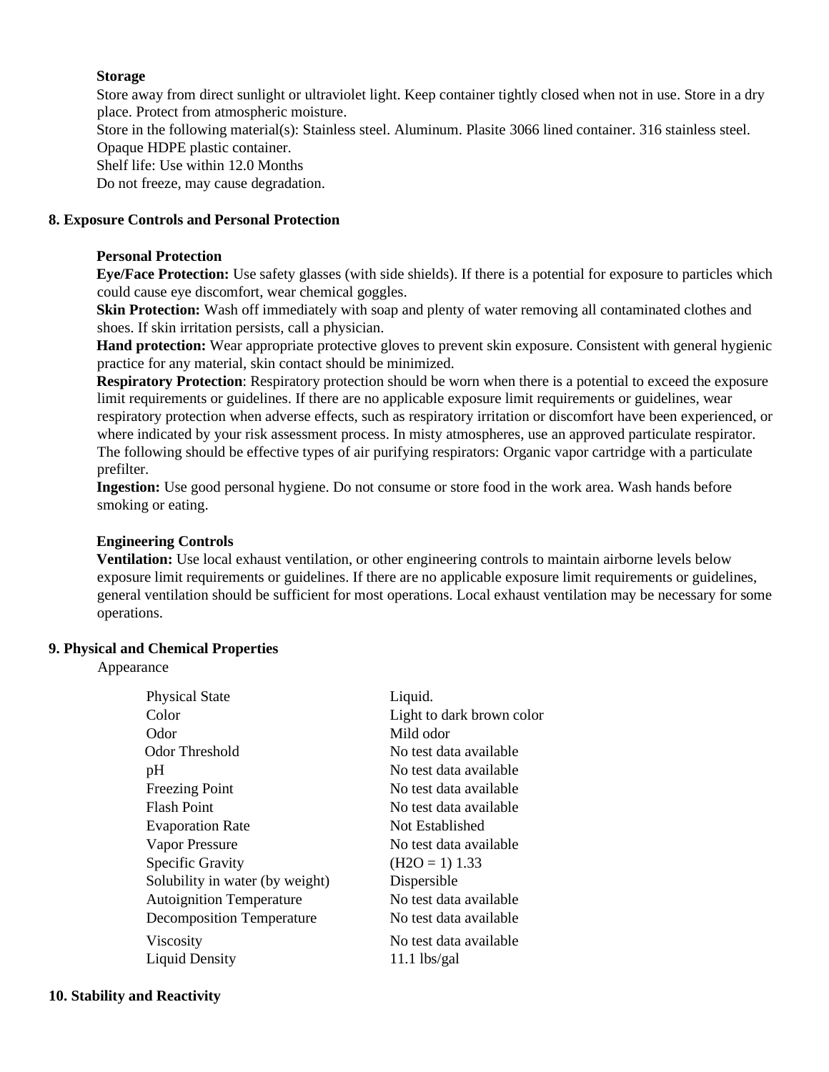**Storage**

Store away from direct sunlight or ultraviolet light. Keep container tightly closed when not in use. Store in a dry place. Protect from atmospheric moisture.

Store in the following material(s): Stainless steel. Aluminum. Plasite 3066 lined container. 316 stainless steel. Opaque HDPE plastic container.

Shelf life: Use within 12.0 Months

Do not freeze, may cause degradation.

## 8. Exposure Controls and Personal Protection

**Personal Protection**

**Eye/Face Protection:** Use safety glasses (with side shields). If there is a potential for exposure to particles which could cause eye discomfort, wear chemical goggles.

**Skin Protection:** Wash off immediately with soap and plenty of water removing all contaminated clothes and shoes. If skin irritation persists, call a physician.

**Hand protection:** Wear appropriate protective gloves to prevent skin exposure. Consistent with general hygienic practice for any material, skin contact should be minimized.

**Respiratory Protection**: Respiratory protection should be worn when there is a potential to exceed the exposure limit requirements or guidelines. If there are no applicable exposure limit requirements or guidelines, wear respiratory protection when adverse effects, such as respiratory irritation or discomfort have been experienced, or where indicated by your risk assessment process. In misty atmospheres, use an approved particulate respirator. The following should be effective types of air purifying respirators: Organic vapor cartridge with a particulate prefilter.

**Ingestion:** Use good personal hygiene. Do not consume or store food in the work area. Wash hands before smoking or eating.

**Engineering Controls**

**Ventilation:** Use local exhaust ventilation, or other engineering controls to maintain airborne levels below exposure limit requirements or guidelines. If there are no applicable exposure limit requirements or guidelines, general ventilation should be sufficient for most operations. Local exhaust ventilation may be necessary for some operations.

## 9. Physical and Chemical Properties

Appearance

| | |
|---|---|
| Physical State | Liquid. |
| Color | Light to dark brown color |
| Odor | Mild odor |
| Odor Threshold | No test data available |
| pH | No test data available |
| Freezing Point | No test data available |
| Flash Point | No test data available |
| Evaporation Rate | Not Established |
| Vapor Pressure | No test data available |
| Specific Gravity | ($H_2O$ = 1) 1.33 |
| Solubility in water (by weight) | Dispersible |
| Autoignition Temperature | No test data available |
| Decomposition Temperature | No test data available |
| Viscosity | No test data available |
| Liquid Density | 11.1 lbs/gal |

## 10. Stability and Reactivity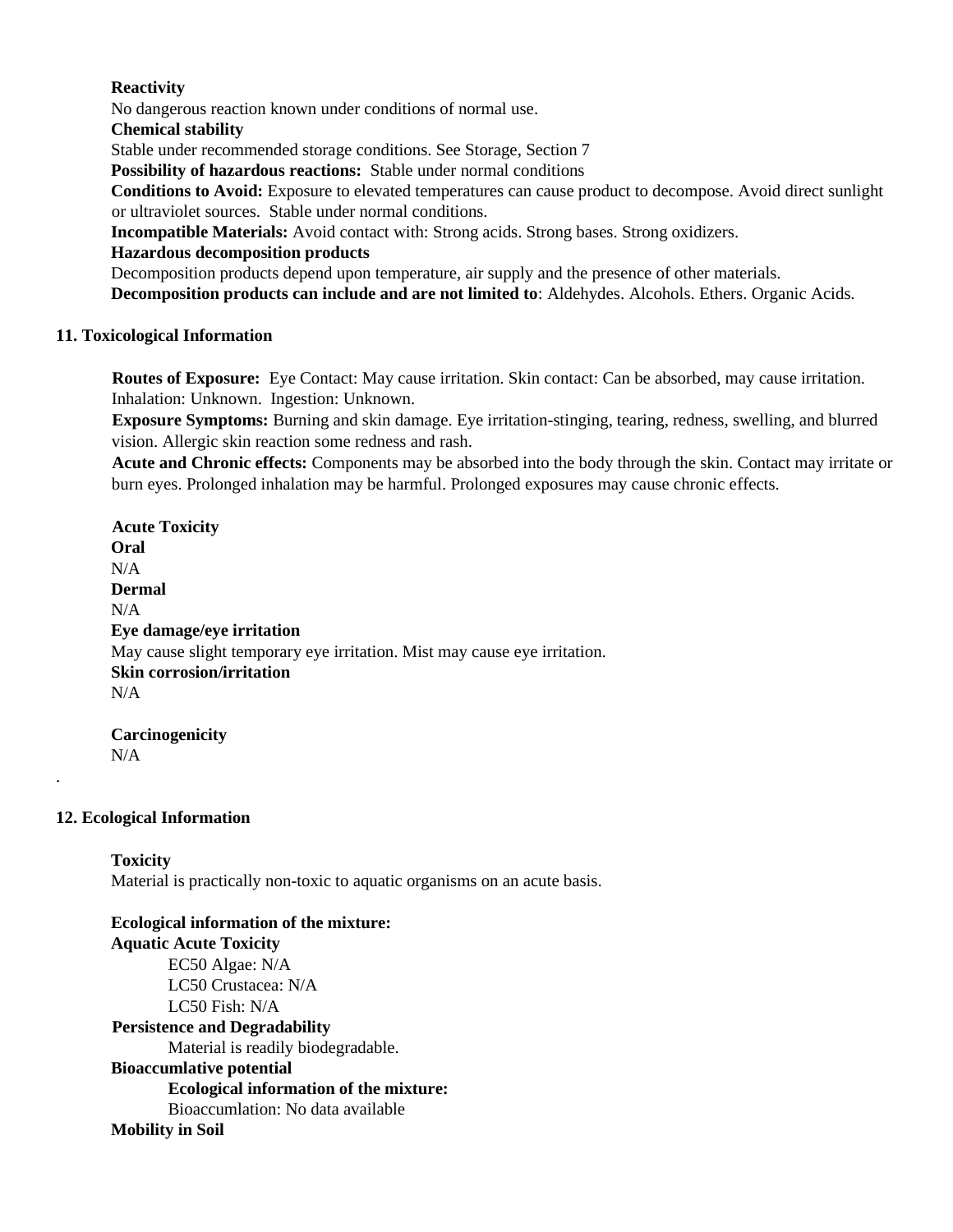**Reactivity**

No dangerous reaction known under conditions of normal use.

**Chemical stability**

Stable under recommended storage conditions. See Storage, Section 7

**Possibility of hazardous reactions:** Stable under normal conditions

**Conditions to Avoid:** Exposure to elevated temperatures can cause product to decompose. Avoid direct sunlight or ultraviolet sources. Stable under normal conditions.

**Incompatible Materials:** Avoid contact with: Strong acids. Strong bases. Strong oxidizers.

**Hazardous decomposition products**

Decomposition products depend upon temperature, air supply and the presence of other materials.

**Decomposition products can include and are not limited to**: Aldehydes. Alcohols. Ethers. Organic Acids.

## 11. Toxicological Information

**Routes of Exposure:** Eye Contact: May cause irritation. Skin contact: Can be absorbed, may cause irritation. Inhalation: Unknown. Ingestion: Unknown.

**Exposure Symptoms:** Burning and skin damage. Eye irritation-stinging, tearing, redness, swelling, and blurred vision. Allergic skin reaction some redness and rash.

**Acute and Chronic effects:** Components may be absorbed into the body through the skin. Contact may irritate or burn eyes. Prolonged inhalation may be harmful. Prolonged exposures may cause chronic effects.

**Acute Toxicity**

**Oral**

N/A

**Dermal**

N/A

**Eye damage/eye irritation**

May cause slight temporary eye irritation. Mist may cause eye irritation.

**Skin corrosion/irritation**

N/A

**Carcinogenicity**

N/A

.

## 12. Ecological Information

**Toxicity**

Material is practically non-toxic to aquatic organisms on an acute basis.

**Ecological information of the mixture:**

**Aquatic Acute Toxicity**

EC50 Algae: N/A
LC50 Crustacea: N/A
LC50 Fish: N/A

**Persistence and Degradability**

Material is readily biodegradable.

**Bioaccumlative potential**

**Ecological information of the mixture:**

Bioaccumlation: No data available

**Mobility in Soil**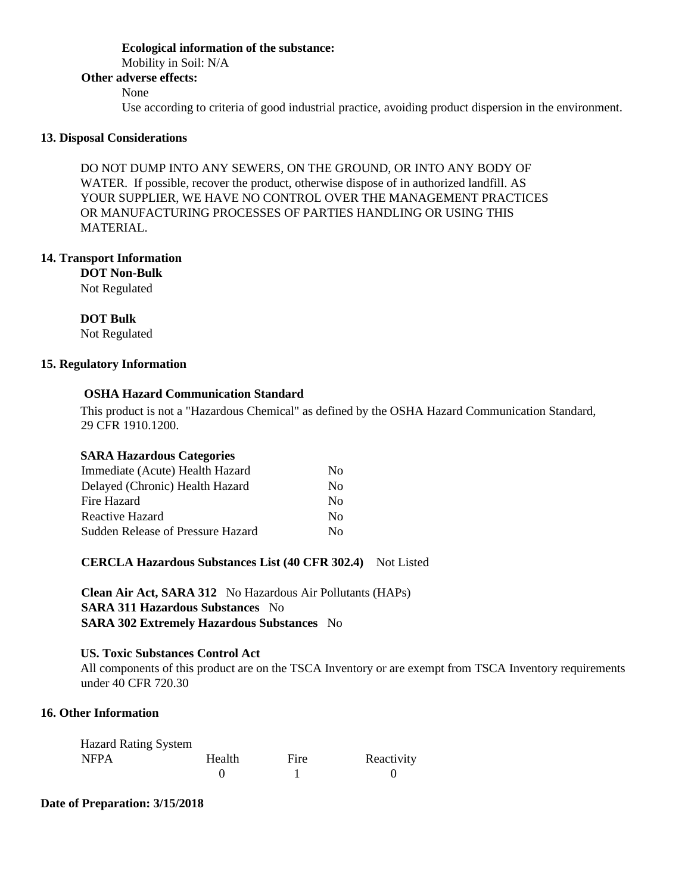**Ecological information of the substance:**

Mobility in Soil: N/A

**Other adverse effects:**

None

Use according to criteria of good industrial practice, avoiding product dispersion in the environment.

## 13. Disposal Considerations

DO NOT DUMP INTO ANY SEWERS, ON THE GROUND, OR INTO ANY BODY OF WATER. If possible, recover the product, otherwise dispose of in authorized landfill. AS YOUR SUPPLIER, WE HAVE NO CONTROL OVER THE MANAGEMENT PRACTICES OR MANUFACTURING PROCESSES OF PARTIES HANDLING OR USING THIS MATERIAL.

## 14. Transport Information

**DOT Non-Bulk**

Not Regulated

**DOT Bulk**

Not Regulated

## 15. Regulatory Information

**OSHA Hazard Communication Standard**

This product is not a "Hazardous Chemical" as defined by the OSHA Hazard Communication Standard, 29 CFR 1910.1200.

**SARA Hazardous Categories**

| | |
|---|---|
| Immediate (Acute) Health Hazard | No |
| Delayed (Chronic) Health Hazard | No |
| Fire Hazard | No |
| Reactive Hazard | No |
| Sudden Release of Pressure Hazard | No |

**CERCLA Hazardous Substances List (40 CFR 302.4)** Not Listed

**Clean Air Act, SARA 312** No Hazardous Air Pollutants (HAPs)

**SARA 311 Hazardous Substances** No

**SARA 302 Extremely Hazardous Substances** No

**US. Toxic Substances Control Act**

All components of this product are on the TSCA Inventory or are exempt from TSCA Inventory requirements under 40 CFR 720.30

## 16. Other Information

Hazard Rating System

| NFPA | Health | Fire | Reactivity |
|---|---|---|---|
| | 0 | 1 | 0 |

**Date of Preparation: 3/15/2018**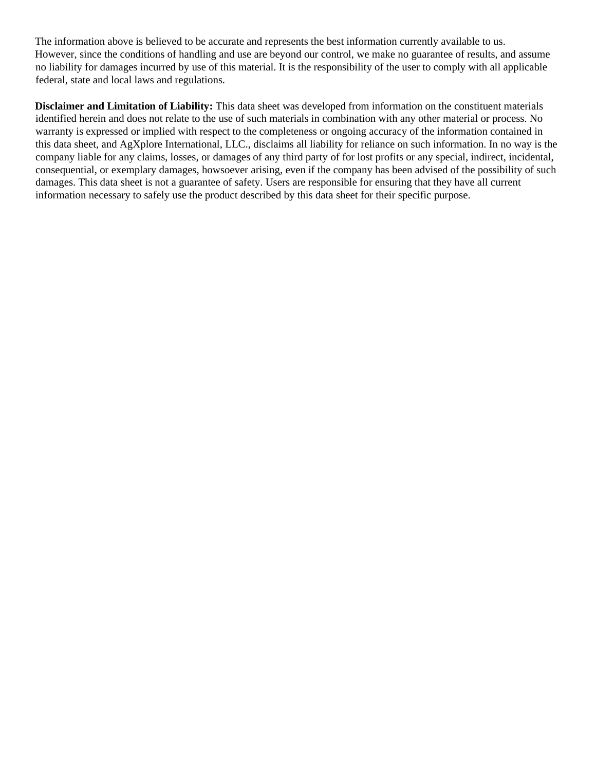The information above is believed to be accurate and represents the best information currently available to us. However, since the conditions of handling and use are beyond our control, we make no guarantee of results, and assume no liability for damages incurred by use of this material. It is the responsibility of the user to comply with all applicable federal, state and local laws and regulations.

**Disclaimer and Limitation of Liability:** This data sheet was developed from information on the constituent materials identified herein and does not relate to the use of such materials in combination with any other material or process. No warranty is expressed or implied with respect to the completeness or ongoing accuracy of the information contained in this data sheet, and AgXplore International, LLC., disclaims all liability for reliance on such information. In no way is the company liable for any claims, losses, or damages of any third party of for lost profits or any special, indirect, incidental, consequential, or exemplary damages, howsoever arising, even if the company has been advised of the possibility of such damages. This data sheet is not a guarantee of safety. Users are responsible for ensuring that they have all current information necessary to safely use the product described by this data sheet for their specific purpose.